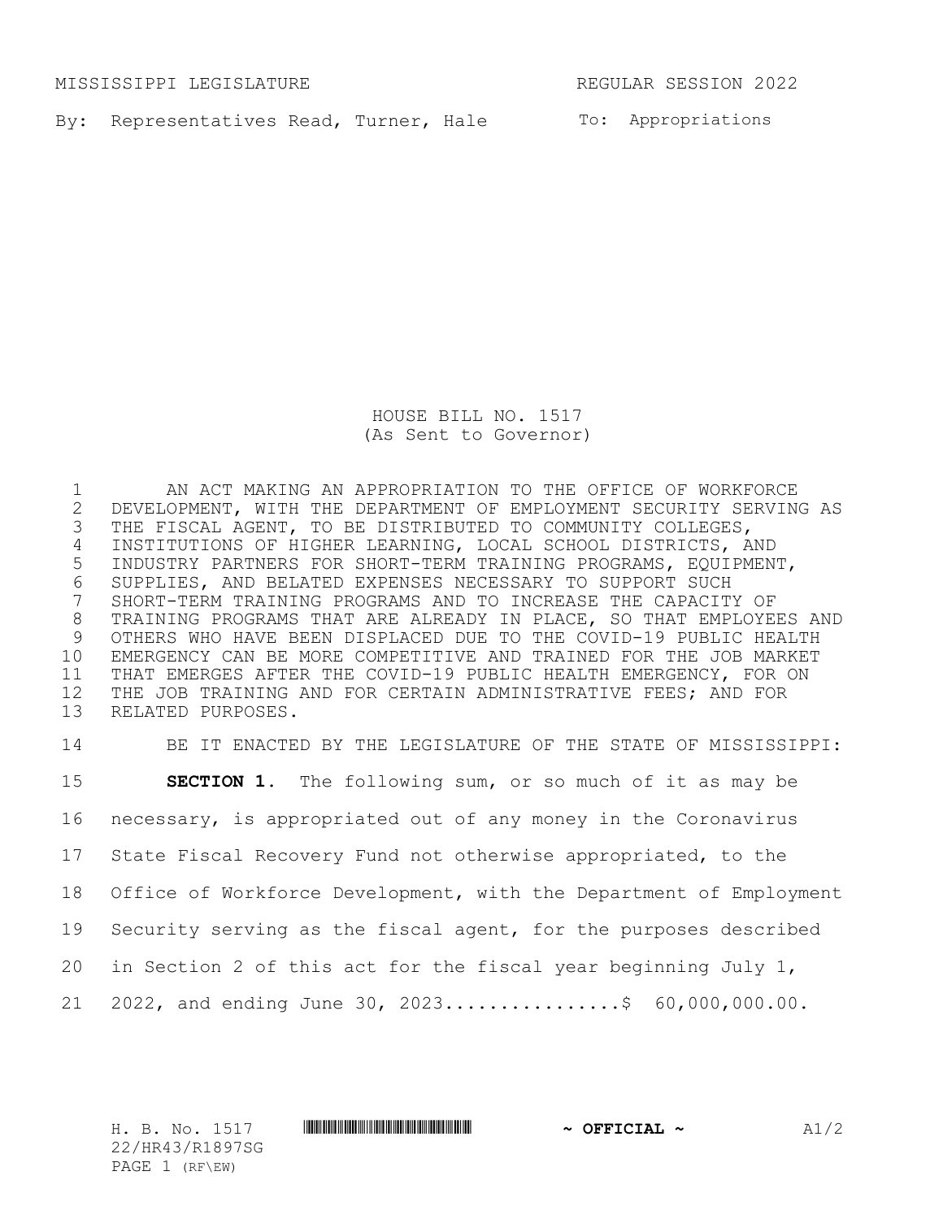MISSISSIPPI LEGISLATURE REGULAR SESSION 2022

By: Representatives Read, Turner, Hale

To: Appropriations

# HOUSE BILL NO. 1517
(As Sent to Governor)

AN ACT MAKING AN APPROPRIATION TO THE OFFICE OF WORKFORCE DEVELOPMENT, WITH THE DEPARTMENT OF EMPLOYMENT SECURITY SERVING AS THE FISCAL AGENT, TO BE DISTRIBUTED TO COMMUNITY COLLEGES, INSTITUTIONS OF HIGHER LEARNING, LOCAL SCHOOL DISTRICTS, AND INDUSTRY PARTNERS FOR SHORT-TERM TRAINING PROGRAMS, EQUIPMENT, SUPPLIES, AND BELATED EXPENSES NECESSARY TO SUPPORT SUCH SHORT-TERM TRAINING PROGRAMS AND TO INCREASE THE CAPACITY OF TRAINING PROGRAMS THAT ARE ALREADY IN PLACE, SO THAT EMPLOYEES AND OTHERS WHO HAVE BEEN DISPLACED DUE TO THE COVID-19 PUBLIC HEALTH EMERGENCY CAN BE MORE COMPETITIVE AND TRAINED FOR THE JOB MARKET THAT EMERGES AFTER THE COVID-19 PUBLIC HEALTH EMERGENCY, FOR ON THE JOB TRAINING AND FOR CERTAIN ADMINISTRATIVE FEES; AND FOR RELATED PURPOSES.

BE IT ENACTED BY THE LEGISLATURE OF THE STATE OF MISSISSIPPI:

**SECTION 1.** The following sum, or so much of it as may be necessary, is appropriated out of any money in the Coronavirus State Fiscal Recovery Fund not otherwise appropriated, to the Office of Workforce Development, with the Department of Employment Security serving as the fiscal agent, for the purposes described in Section 2 of this act for the fiscal year beginning July 1, 2022, and ending June 30, 2023................$ 60,000,000.00.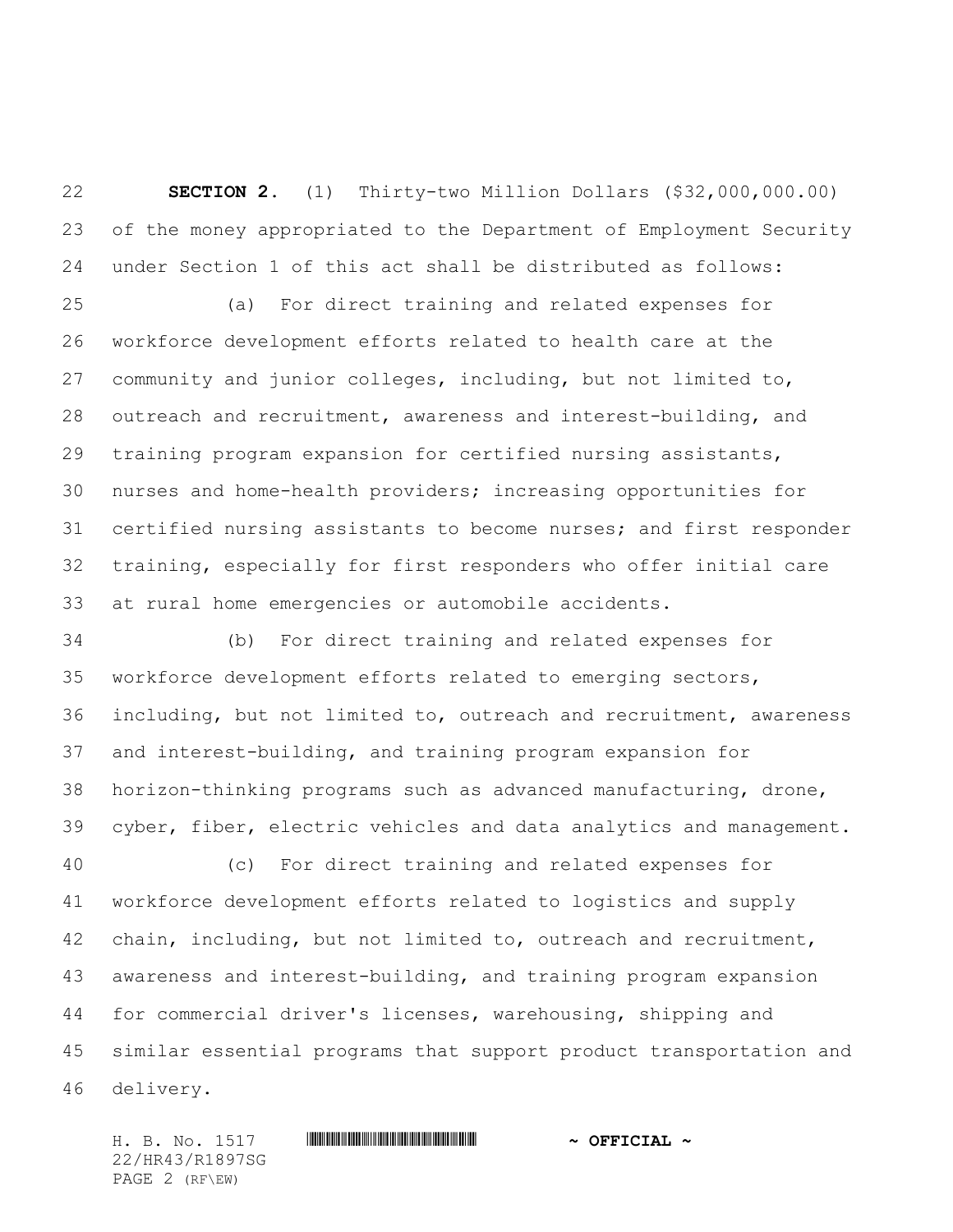**SECTION 2.** (1) Thirty-two Million Dollars ($32,000,000.00) of the money appropriated to the Department of Employment Security under Section 1 of this act shall be distributed as follows:

(a) For direct training and related expenses for workforce development efforts related to health care at the community and junior colleges, including, but not limited to, outreach and recruitment, awareness and interest-building, and training program expansion for certified nursing assistants, nurses and home-health providers; increasing opportunities for certified nursing assistants to become nurses; and first responder training, especially for first responders who offer initial care at rural home emergencies or automobile accidents.

(b) For direct training and related expenses for workforce development efforts related to emerging sectors, including, but not limited to, outreach and recruitment, awareness and interest-building, and training program expansion for horizon-thinking programs such as advanced manufacturing, drone, cyber, fiber, electric vehicles and data analytics and management.

(c) For direct training and related expenses for workforce development efforts related to logistics and supply chain, including, but not limited to, outreach and recruitment, awareness and interest-building, and training program expansion for commercial driver's licenses, warehousing, shipping and similar essential programs that support product transportation and delivery.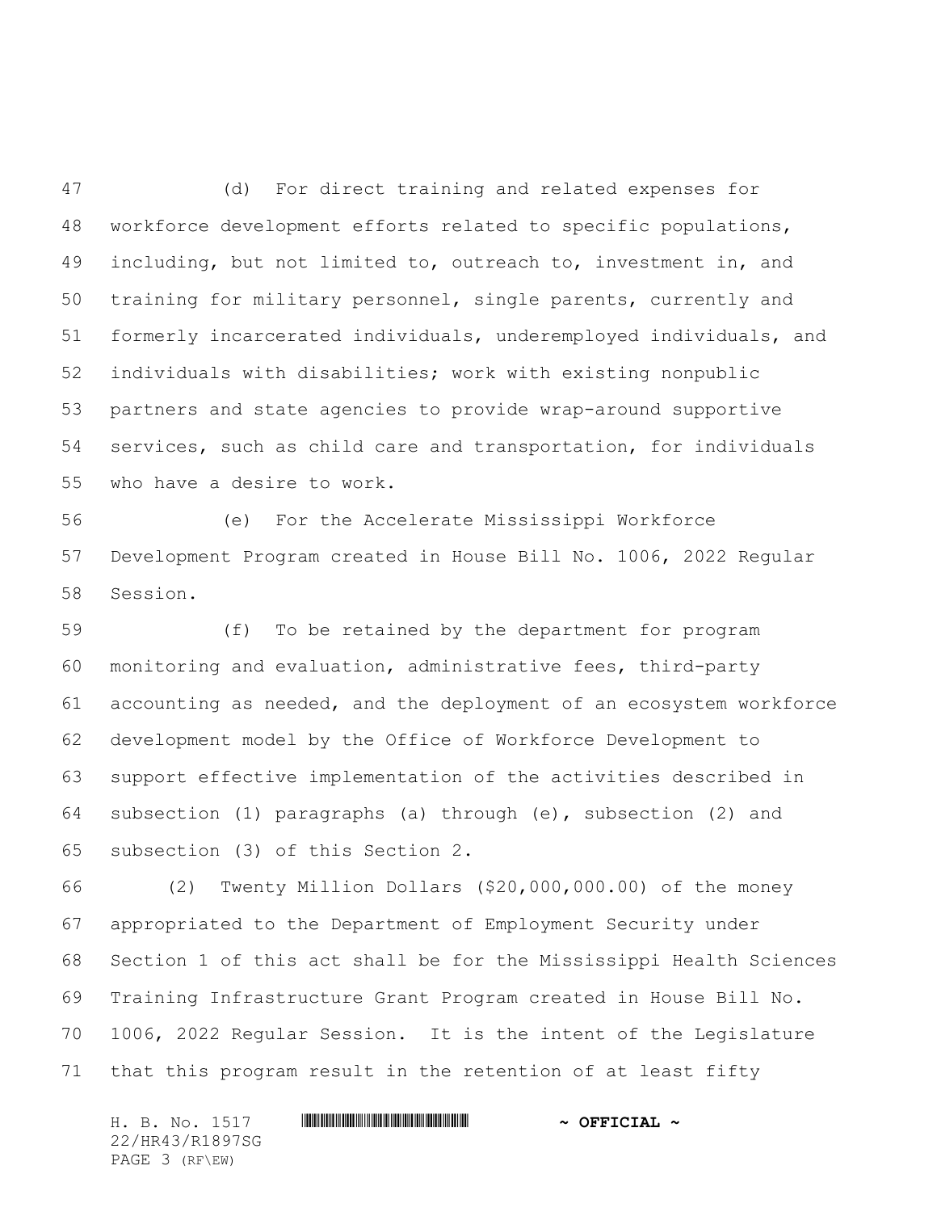(d) For direct training and related expenses for workforce development efforts related to specific populations, including, but not limited to, outreach to, investment in, and training for military personnel, single parents, currently and formerly incarcerated individuals, underemployed individuals, and individuals with disabilities; work with existing nonpublic partners and state agencies to provide wrap-around supportive services, such as child care and transportation, for individuals who have a desire to work.

(e) For the Accelerate Mississippi Workforce Development Program created in House Bill No. 1006, 2022 Regular Session.

(f) To be retained by the department for program monitoring and evaluation, administrative fees, third-party accounting as needed, and the deployment of an ecosystem workforce development model by the Office of Workforce Development to support effective implementation of the activities described in subsection (1) paragraphs (a) through (e), subsection (2) and subsection (3) of this Section 2.

(2) Twenty Million Dollars ($20,000,000.00) of the money appropriated to the Department of Employment Security under Section 1 of this act shall be for the Mississippi Health Sciences Training Infrastructure Grant Program created in House Bill No. 1006, 2022 Regular Session. It is the intent of the Legislature that this program result in the retention of at least fifty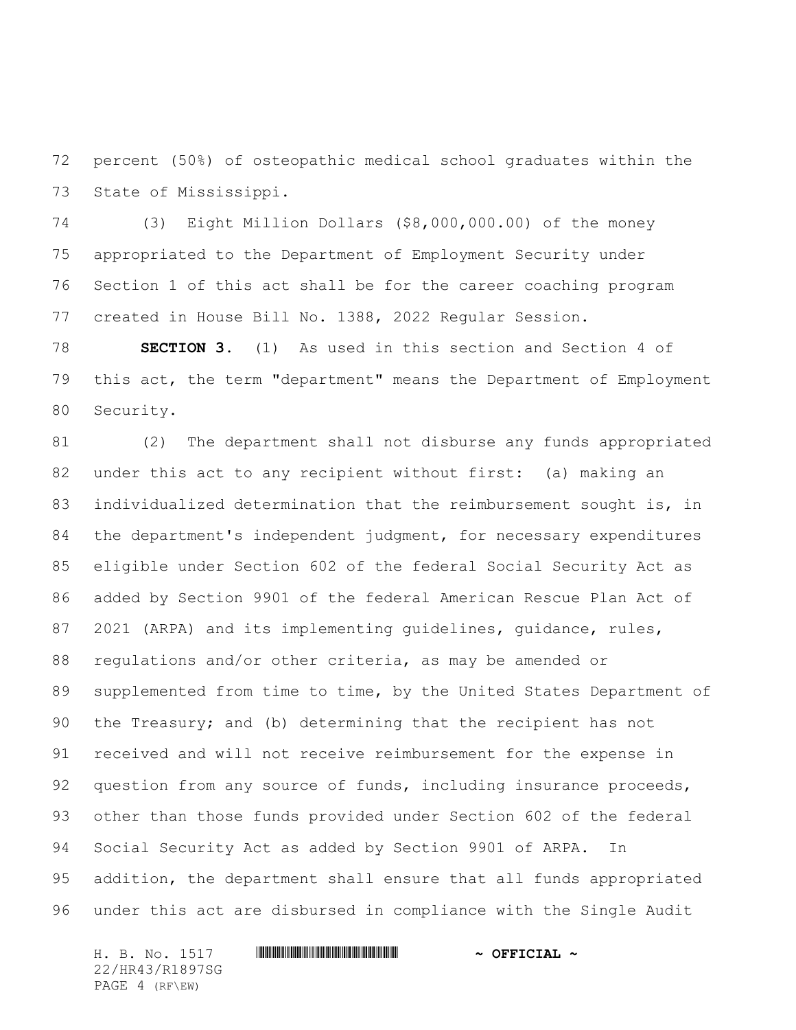percent (50%) of osteopathic medical school graduates within the State of Mississippi.

(3) Eight Million Dollars ($8,000,000.00) of the money appropriated to the Department of Employment Security under Section 1 of this act shall be for the career coaching program created in House Bill No. 1388, 2022 Regular Session.

**SECTION 3.** (1) As used in this section and Section 4 of this act, the term "department" means the Department of Employment Security.

(2) The department shall not disburse any funds appropriated under this act to any recipient without first: (a) making an individualized determination that the reimbursement sought is, in the department's independent judgment, for necessary expenditures eligible under Section 602 of the federal Social Security Act as added by Section 9901 of the federal American Rescue Plan Act of 2021 (ARPA) and its implementing guidelines, guidance, rules, regulations and/or other criteria, as may be amended or supplemented from time to time, by the United States Department of the Treasury; and (b) determining that the recipient has not received and will not receive reimbursement for the expense in question from any source of funds, including insurance proceeds, other than those funds provided under Section 602 of the federal Social Security Act as added by Section 9901 of ARPA. In addition, the department shall ensure that all funds appropriated under this act are disbursed in compliance with the Single Audit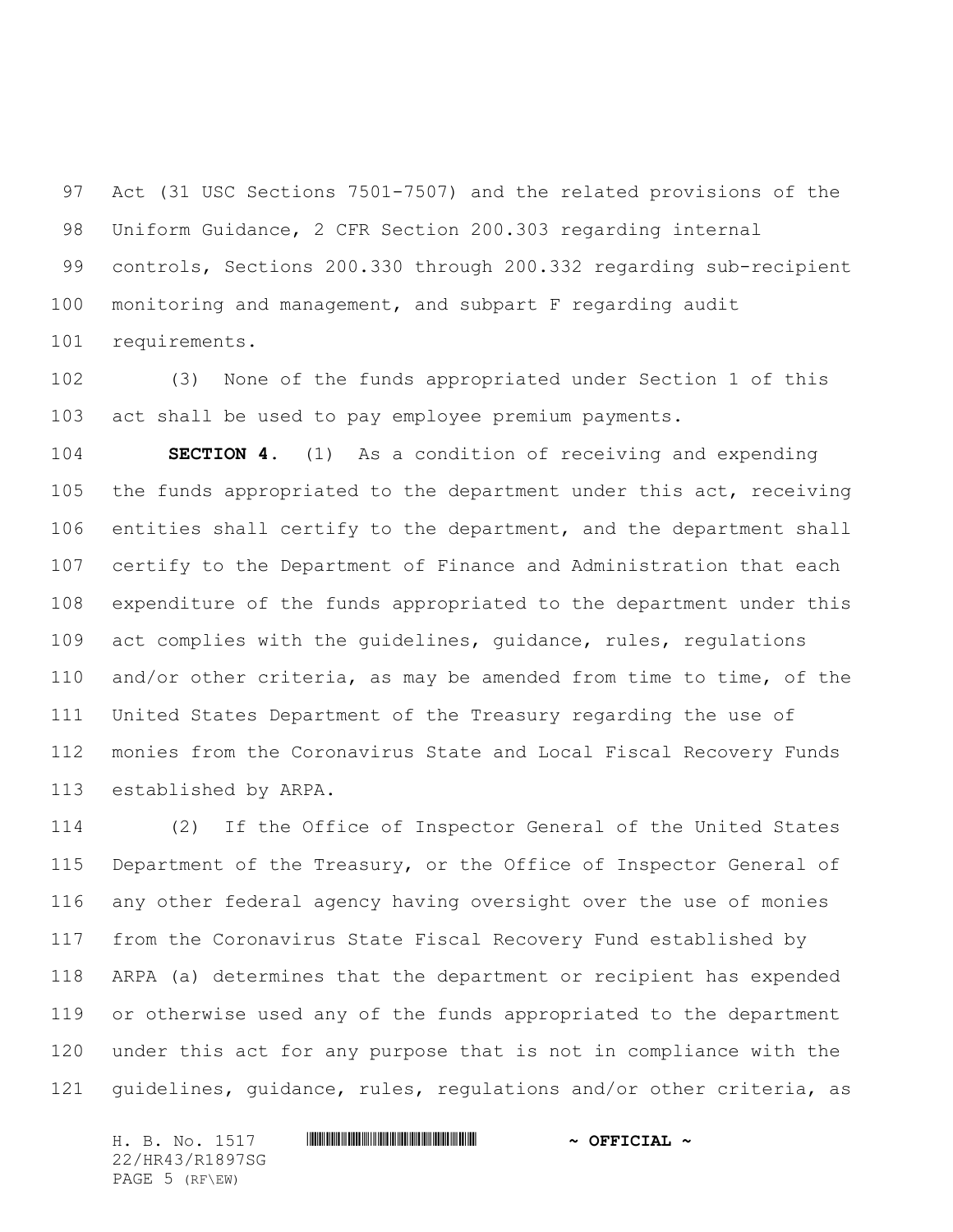Act (31 USC Sections 7501-7507) and the related provisions of the Uniform Guidance, 2 CFR Section 200.303 regarding internal controls, Sections 200.330 through 200.332 regarding sub-recipient monitoring and management, and subpart F regarding audit requirements.

(3) None of the funds appropriated under Section 1 of this act shall be used to pay employee premium payments.

**SECTION 4.** (1) As a condition of receiving and expending the funds appropriated to the department under this act, receiving entities shall certify to the department, and the department shall certify to the Department of Finance and Administration that each expenditure of the funds appropriated to the department under this act complies with the guidelines, guidance, rules, regulations and/or other criteria, as may be amended from time to time, of the United States Department of the Treasury regarding the use of monies from the Coronavirus State and Local Fiscal Recovery Funds established by ARPA.

(2) If the Office of Inspector General of the United States Department of the Treasury, or the Office of Inspector General of any other federal agency having oversight over the use of monies from the Coronavirus State Fiscal Recovery Fund established by ARPA (a) determines that the department or recipient has expended or otherwise used any of the funds appropriated to the department under this act for any purpose that is not in compliance with the guidelines, guidance, rules, regulations and/or other criteria, as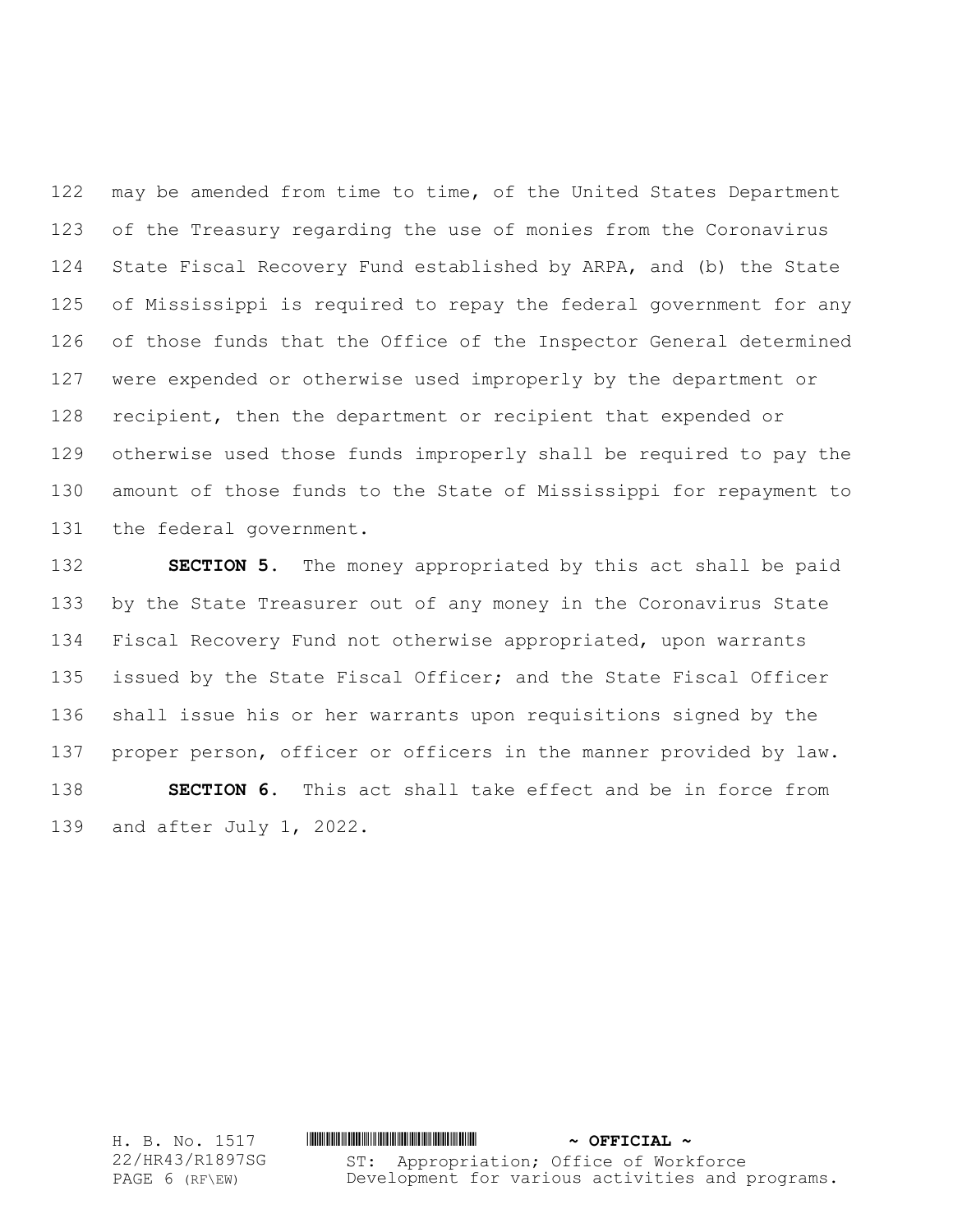may be amended from time to time, of the United States Department of the Treasury regarding the use of monies from the Coronavirus State Fiscal Recovery Fund established by ARPA, and (b) the State of Mississippi is required to repay the federal government for any of those funds that the Office of the Inspector General determined were expended or otherwise used improperly by the department or recipient, then the department or recipient that expended or otherwise used those funds improperly shall be required to pay the amount of those funds to the State of Mississippi for repayment to the federal government.

**SECTION 5.** The money appropriated by this act shall be paid by the State Treasurer out of any money in the Coronavirus State Fiscal Recovery Fund not otherwise appropriated, upon warrants issued by the State Fiscal Officer; and the State Fiscal Officer shall issue his or her warrants upon requisitions signed by the proper person, officer or officers in the manner provided by law.

**SECTION 6.** This act shall take effect and be in force from and after July 1, 2022.